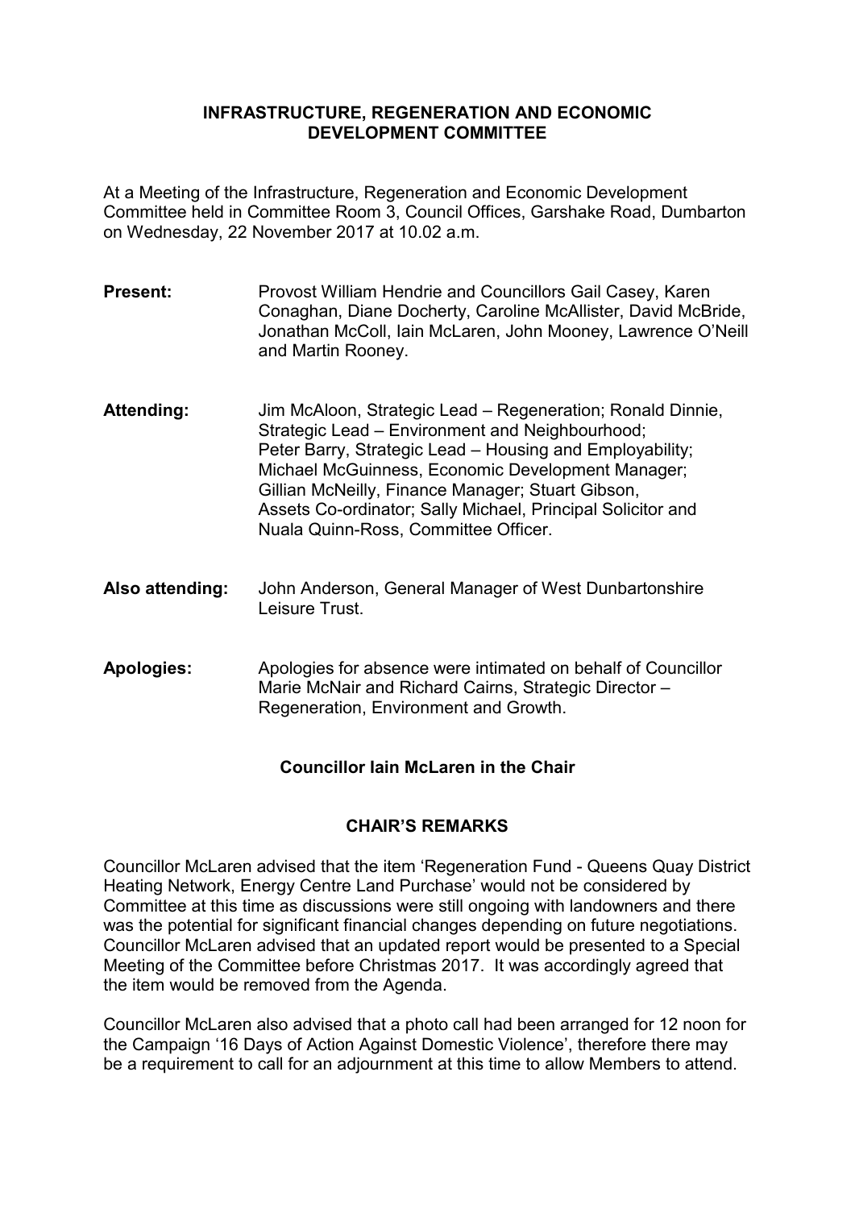# INFRASTRUCTURE, REGENERATION AND ECONOMIC DEVELOPMENT COMMITTEE

At a Meeting of the Infrastructure, Regeneration and Economic Development Committee held in Committee Room 3, Council Offices, Garshake Road, Dumbarton on Wednesday, 22 November 2017 at 10.02 a.m.

**Present:** Provost William Hendrie and Councillors Gail Casey, Karen Conaghan, Diane Docherty, Caroline McAllister, David McBride, Jonathan McColl, Iain McLaren, John Mooney, Lawrence O'Neill and Martin Rooney.

**Attending:** Jim McAloon, Strategic Lead – Regeneration; Ronald Dinnie, Strategic Lead – Environment and Neighbourhood; Peter Barry, Strategic Lead – Housing and Employability; Michael McGuinness, Economic Development Manager; Gillian McNeilly, Finance Manager; Stuart Gibson, Assets Co-ordinator; Sally Michael, Principal Solicitor and Nuala Quinn-Ross, Committee Officer.

**Also attending:** John Anderson, General Manager of West Dunbartonshire Leisure Trust.

**Apologies:** Apologies for absence were intimated on behalf of Councillor Marie McNair and Richard Cairns, Strategic Director – Regeneration, Environment and Growth.

**Councillor Iain McLaren in the Chair**

## CHAIR'S REMARKS

Councillor McLaren advised that the item 'Regeneration Fund - Queens Quay District Heating Network, Energy Centre Land Purchase' would not be considered by Committee at this time as discussions were still ongoing with landowners and there was the potential for significant financial changes depending on future negotiations. Councillor McLaren advised that an updated report would be presented to a Special Meeting of the Committee before Christmas 2017. It was accordingly agreed that the item would be removed from the Agenda.

Councillor McLaren also advised that a photo call had been arranged for 12 noon for the Campaign '16 Days of Action Against Domestic Violence', therefore there may be a requirement to call for an adjournment at this time to allow Members to attend.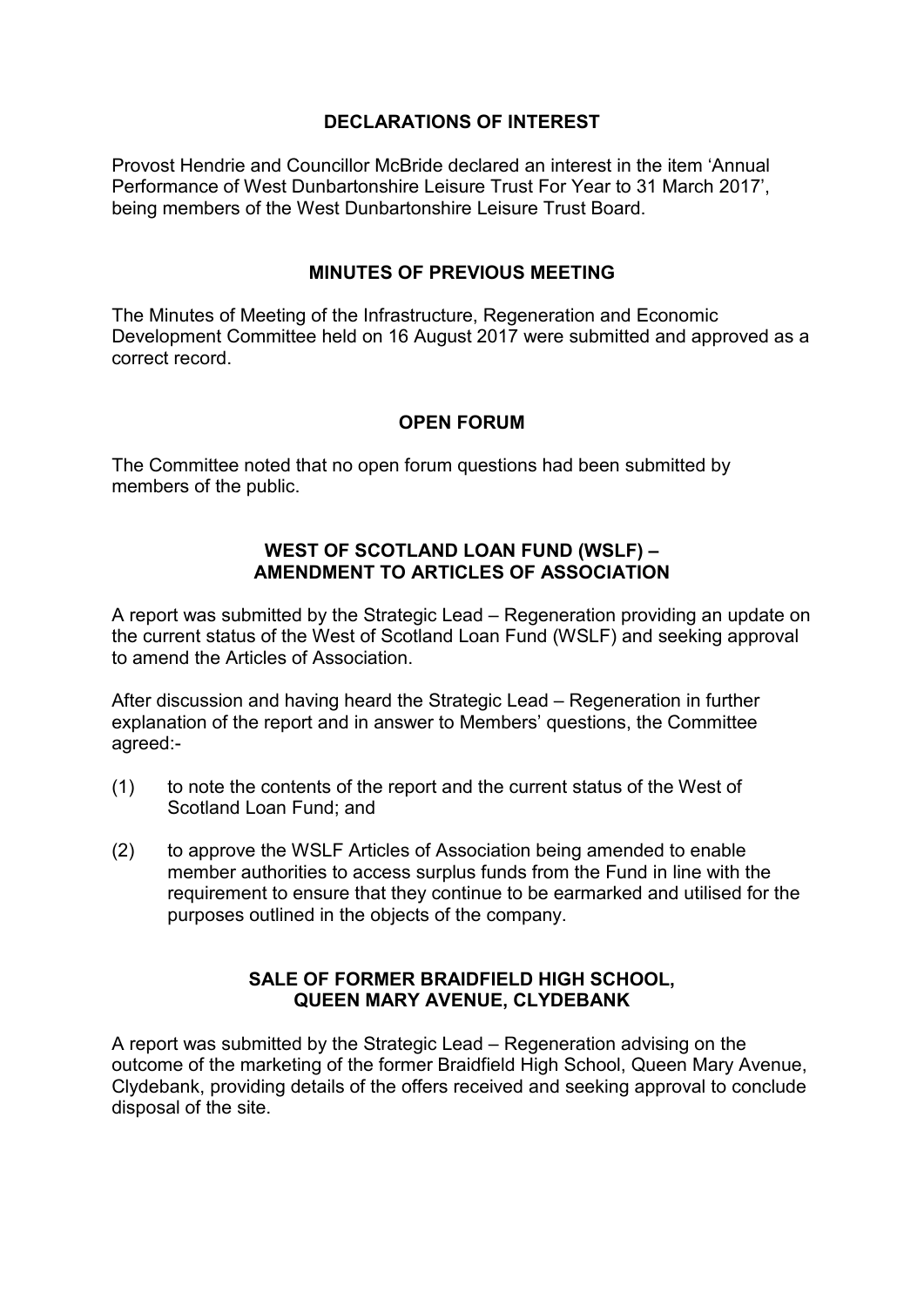## DECLARATIONS OF INTEREST

Provost Hendrie and Councillor McBride declared an interest in the item 'Annual Performance of West Dunbartonshire Leisure Trust For Year to 31 March 2017', being members of the West Dunbartonshire Leisure Trust Board.

## MINUTES OF PREVIOUS MEETING

The Minutes of Meeting of the Infrastructure, Regeneration and Economic Development Committee held on 16 August 2017 were submitted and approved as a correct record.

## OPEN FORUM

The Committee noted that no open forum questions had been submitted by members of the public.

## WEST OF SCOTLAND LOAN FUND (WSLF) – AMENDMENT TO ARTICLES OF ASSOCIATION

A report was submitted by the Strategic Lead – Regeneration providing an update on the current status of the West of Scotland Loan Fund (WSLF) and seeking approval to amend the Articles of Association.

After discussion and having heard the Strategic Lead – Regeneration in further explanation of the report and in answer to Members' questions, the Committee agreed:-

(1) to note the contents of the report and the current status of the West of Scotland Loan Fund; and

(2) to approve the WSLF Articles of Association being amended to enable member authorities to access surplus funds from the Fund in line with the requirement to ensure that they continue to be earmarked and utilised for the purposes outlined in the objects of the company.

## SALE OF FORMER BRAIDFIELD HIGH SCHOOL, QUEEN MARY AVENUE, CLYDEBANK

A report was submitted by the Strategic Lead – Regeneration advising on the outcome of the marketing of the former Braidfield High School, Queen Mary Avenue, Clydebank, providing details of the offers received and seeking approval to conclude disposal of the site.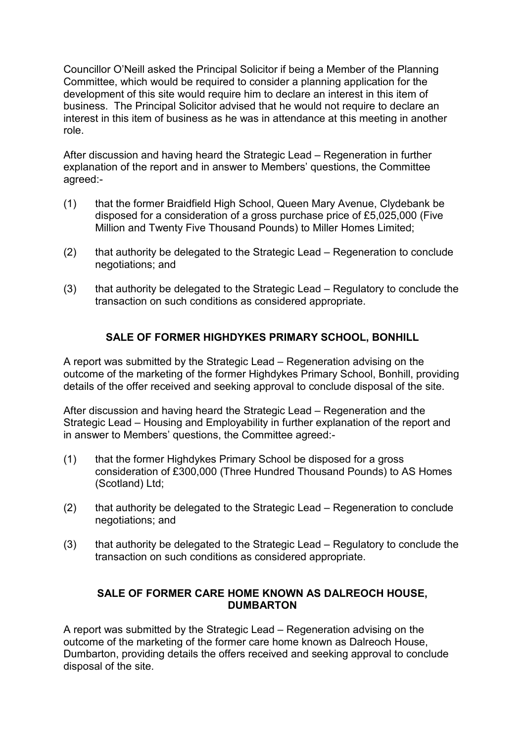Councillor O'Neill asked the Principal Solicitor if being a Member of the Planning Committee, which would be required to consider a planning application for the development of this site would require him to declare an interest in this item of business. The Principal Solicitor advised that he would not require to declare an interest in this item of business as he was in attendance at this meeting in another role.

After discussion and having heard the Strategic Lead – Regeneration in further explanation of the report and in answer to Members' questions, the Committee agreed:-

(1) that the former Braidfield High School, Queen Mary Avenue, Clydebank be disposed for a consideration of a gross purchase price of £5,025,000 (Five Million and Twenty Five Thousand Pounds) to Miller Homes Limited;

(2) that authority be delegated to the Strategic Lead – Regeneration to conclude negotiations; and

(3) that authority be delegated to the Strategic Lead – Regulatory to conclude the transaction on such conditions as considered appropriate.

## SALE OF FORMER HIGHDYKES PRIMARY SCHOOL, BONHILL

A report was submitted by the Strategic Lead – Regeneration advising on the outcome of the marketing of the former Highdykes Primary School, Bonhill, providing details of the offer received and seeking approval to conclude disposal of the site.

After discussion and having heard the Strategic Lead – Regeneration and the Strategic Lead – Housing and Employability in further explanation of the report and in answer to Members' questions, the Committee agreed:-

(1) that the former Highdykes Primary School be disposed for a gross consideration of £300,000 (Three Hundred Thousand Pounds) to AS Homes (Scotland) Ltd;

(2) that authority be delegated to the Strategic Lead – Regeneration to conclude negotiations; and

(3) that authority be delegated to the Strategic Lead – Regulatory to conclude the transaction on such conditions as considered appropriate.

## SALE OF FORMER CARE HOME KNOWN AS DALREOCH HOUSE, DUMBARTON

A report was submitted by the Strategic Lead – Regeneration advising on the outcome of the marketing of the former care home known as Dalreoch House, Dumbarton, providing details the offers received and seeking approval to conclude disposal of the site.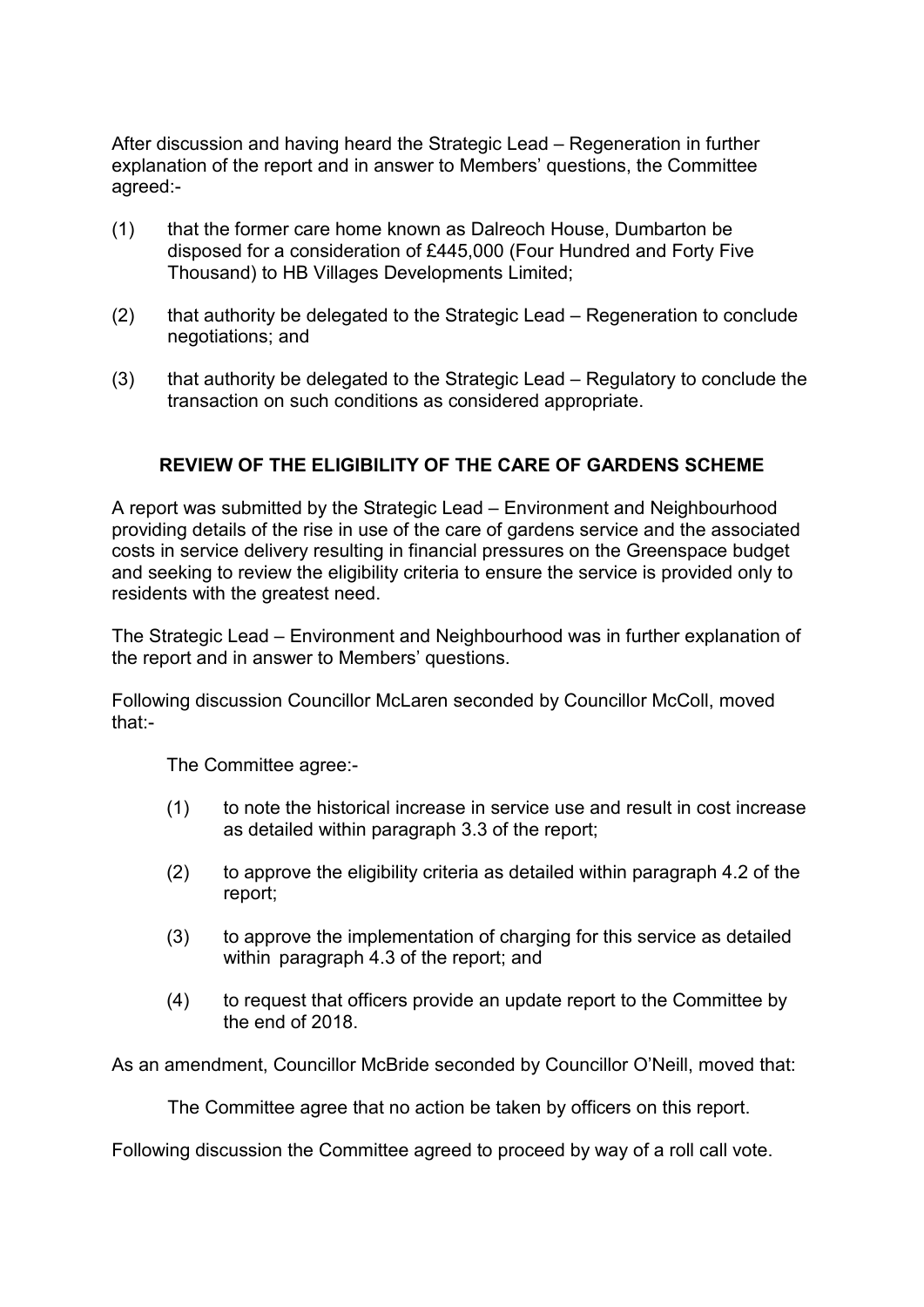After discussion and having heard the Strategic Lead – Regeneration in further explanation of the report and in answer to Members' questions, the Committee agreed:-

(1) that the former care home known as Dalreoch House, Dumbarton be disposed for a consideration of £445,000 (Four Hundred and Forty Five Thousand) to HB Villages Developments Limited;

(2) that authority be delegated to the Strategic Lead – Regeneration to conclude negotiations; and

(3) that authority be delegated to the Strategic Lead – Regulatory to conclude the transaction on such conditions as considered appropriate.

## REVIEW OF THE ELIGIBILITY OF THE CARE OF GARDENS SCHEME

A report was submitted by the Strategic Lead – Environment and Neighbourhood providing details of the rise in use of the care of gardens service and the associated costs in service delivery resulting in financial pressures on the Greenspace budget and seeking to review the eligibility criteria to ensure the service is provided only to residents with the greatest need.

The Strategic Lead – Environment and Neighbourhood was in further explanation of the report and in answer to Members' questions.

Following discussion Councillor McLaren seconded by Councillor McColl, moved that:-

> The Committee agree:-
>
> (1) to note the historical increase in service use and result in cost increase as detailed within paragraph 3.3 of the report;
>
> (2) to approve the eligibility criteria as detailed within paragraph 4.2 of the report;
>
> (3) to approve the implementation of charging for this service as detailed within paragraph 4.3 of the report; and
>
> (4) to request that officers provide an update report to the Committee by the end of 2018.

As an amendment, Councillor McBride seconded by Councillor O'Neill, moved that:

> The Committee agree that no action be taken by officers on this report.

Following discussion the Committee agreed to proceed by way of a roll call vote.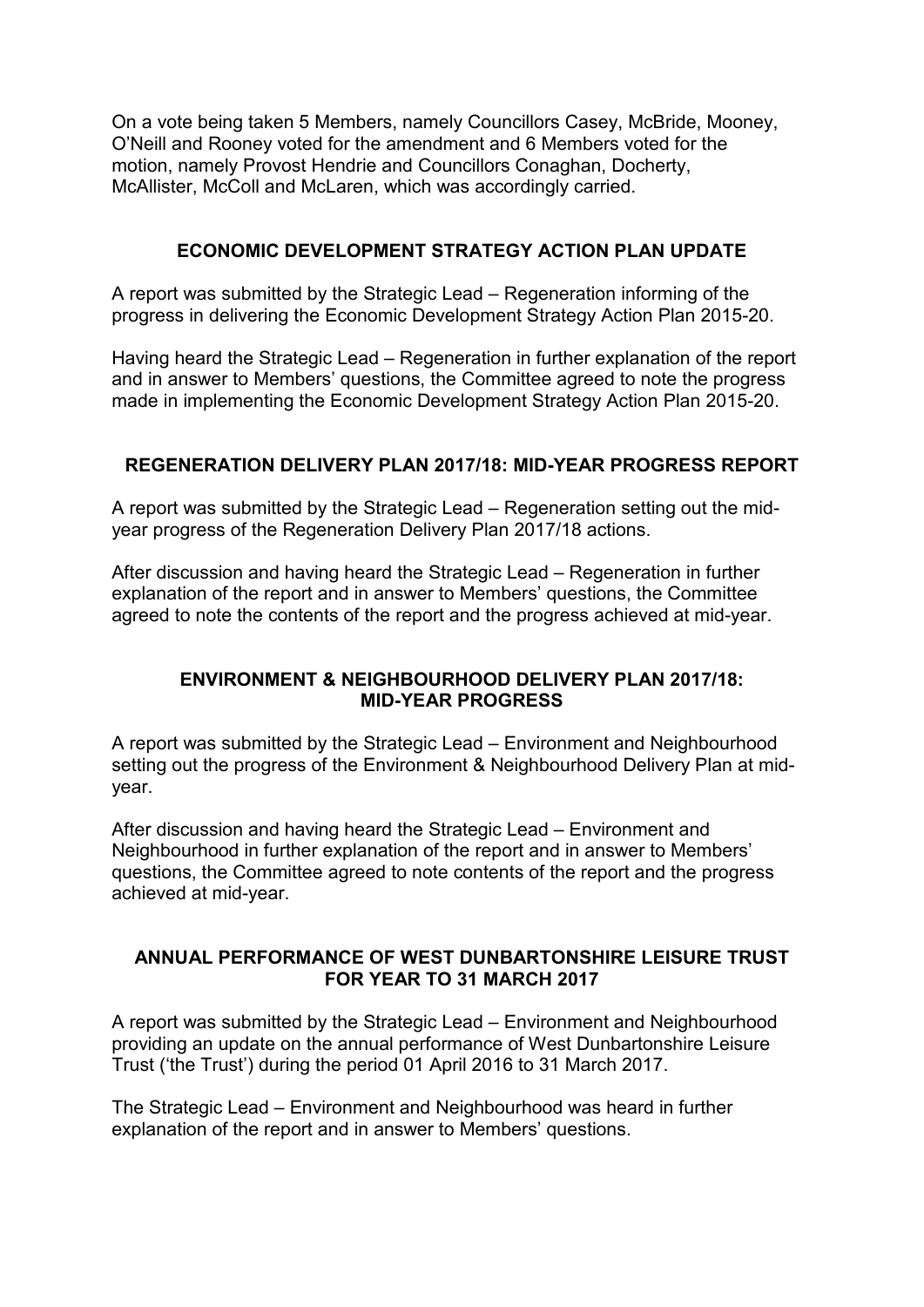On a vote being taken 5 Members, namely Councillors Casey, McBride, Mooney, O'Neill and Rooney voted for the amendment and 6 Members voted for the motion, namely Provost Hendrie and Councillors Conaghan, Docherty, McAllister, McColl and McLaren, which was accordingly carried.

## ECONOMIC DEVELOPMENT STRATEGY ACTION PLAN UPDATE

A report was submitted by the Strategic Lead – Regeneration informing of the progress in delivering the Economic Development Strategy Action Plan 2015-20.

Having heard the Strategic Lead – Regeneration in further explanation of the report and in answer to Members' questions, the Committee agreed to note the progress made in implementing the Economic Development Strategy Action Plan 2015-20.

## REGENERATION DELIVERY PLAN 2017/18: MID-YEAR PROGRESS REPORT

A report was submitted by the Strategic Lead – Regeneration setting out the mid-year progress of the Regeneration Delivery Plan 2017/18 actions.

After discussion and having heard the Strategic Lead – Regeneration in further explanation of the report and in answer to Members' questions, the Committee agreed to note the contents of the report and the progress achieved at mid-year.

## ENVIRONMENT & NEIGHBOURHOOD DELIVERY PLAN 2017/18: MID-YEAR PROGRESS

A report was submitted by the Strategic Lead – Environment and Neighbourhood setting out the progress of the Environment & Neighbourhood Delivery Plan at mid-year.

After discussion and having heard the Strategic Lead – Environment and Neighbourhood in further explanation of the report and in answer to Members' questions, the Committee agreed to note contents of the report and the progress achieved at mid-year.

## ANNUAL PERFORMANCE OF WEST DUNBARTONSHIRE LEISURE TRUST FOR YEAR TO 31 MARCH 2017

A report was submitted by the Strategic Lead – Environment and Neighbourhood providing an update on the annual performance of West Dunbartonshire Leisure Trust ('the Trust') during the period 01 April 2016 to 31 March 2017.

The Strategic Lead – Environment and Neighbourhood was heard in further explanation of the report and in answer to Members' questions.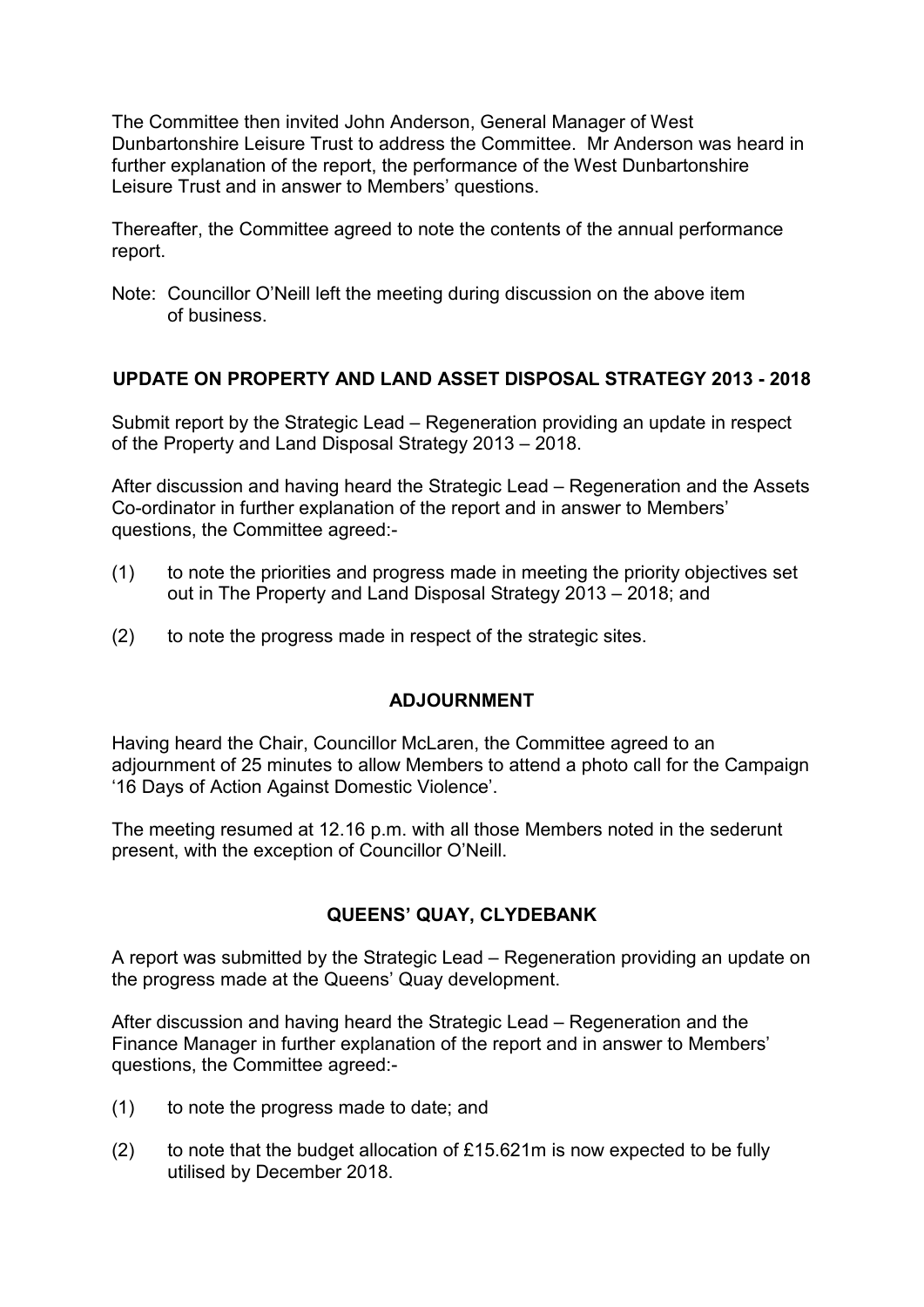The Committee then invited John Anderson, General Manager of West Dunbartonshire Leisure Trust to address the Committee. Mr Anderson was heard in further explanation of the report, the performance of the West Dunbartonshire Leisure Trust and in answer to Members' questions.

Thereafter, the Committee agreed to note the contents of the annual performance report.

Note: Councillor O'Neill left the meeting during discussion on the above item of business.

## UPDATE ON PROPERTY AND LAND ASSET DISPOSAL STRATEGY 2013 - 2018

Submit report by the Strategic Lead – Regeneration providing an update in respect of the Property and Land Disposal Strategy 2013 – 2018.

After discussion and having heard the Strategic Lead – Regeneration and the Assets Co-ordinator in further explanation of the report and in answer to Members' questions, the Committee agreed:-

(1) to note the priorities and progress made in meeting the priority objectives set out in The Property and Land Disposal Strategy 2013 – 2018; and

(2) to note the progress made in respect of the strategic sites.

## ADJOURNMENT

Having heard the Chair, Councillor McLaren, the Committee agreed to an adjournment of 25 minutes to allow Members to attend a photo call for the Campaign '16 Days of Action Against Domestic Violence'.

The meeting resumed at 12.16 p.m. with all those Members noted in the sederunt present, with the exception of Councillor O'Neill.

## QUEENS' QUAY, CLYDEBANK

A report was submitted by the Strategic Lead – Regeneration providing an update on the progress made at the Queens' Quay development.

After discussion and having heard the Strategic Lead – Regeneration and the Finance Manager in further explanation of the report and in answer to Members' questions, the Committee agreed:-

(1) to note the progress made to date; and

(2) to note that the budget allocation of £15.621m is now expected to be fully utilised by December 2018.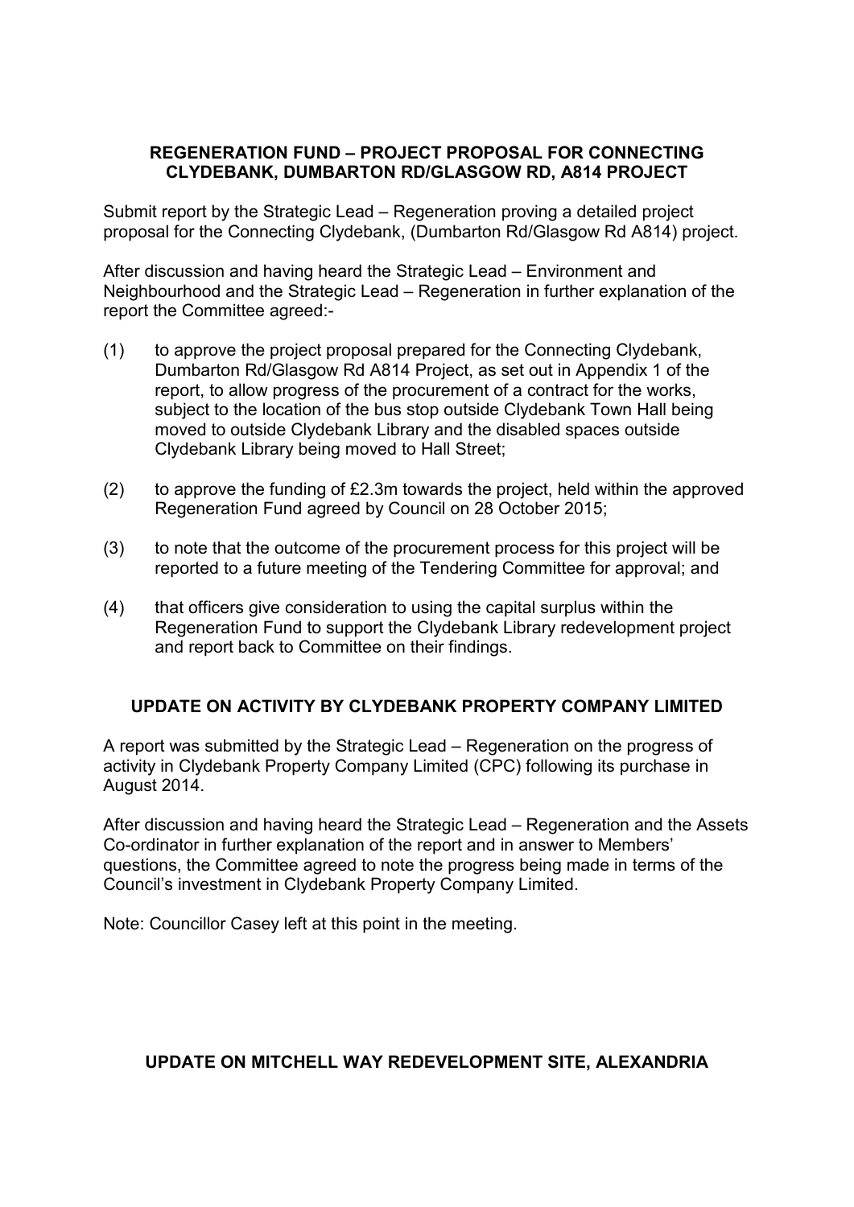## REGENERATION FUND – PROJECT PROPOSAL FOR CONNECTING CLYDEBANK, DUMBARTON RD/GLASGOW RD, A814 PROJECT

Submit report by the Strategic Lead – Regeneration proving a detailed project proposal for the Connecting Clydebank, (Dumbarton Rd/Glasgow Rd A814) project.

After discussion and having heard the Strategic Lead – Environment and Neighbourhood and the Strategic Lead – Regeneration in further explanation of the report the Committee agreed:-

(1) to approve the project proposal prepared for the Connecting Clydebank, Dumbarton Rd/Glasgow Rd A814 Project, as set out in Appendix 1 of the report, to allow progress of the procurement of a contract for the works, subject to the location of the bus stop outside Clydebank Town Hall being moved to outside Clydebank Library and the disabled spaces outside Clydebank Library being moved to Hall Street;

(2) to approve the funding of £2.3m towards the project, held within the approved Regeneration Fund agreed by Council on 28 October 2015;

(3) to note that the outcome of the procurement process for this project will be reported to a future meeting of the Tendering Committee for approval; and

(4) that officers give consideration to using the capital surplus within the Regeneration Fund to support the Clydebank Library redevelopment project and report back to Committee on their findings.

## UPDATE ON ACTIVITY BY CLYDEBANK PROPERTY COMPANY LIMITED

A report was submitted by the Strategic Lead – Regeneration on the progress of activity in Clydebank Property Company Limited (CPC) following its purchase in August 2014.

After discussion and having heard the Strategic Lead – Regeneration and the Assets Co-ordinator in further explanation of the report and in answer to Members' questions, the Committee agreed to note the progress being made in terms of the Council's investment in Clydebank Property Company Limited.

Note: Councillor Casey left at this point in the meeting.

## UPDATE ON MITCHELL WAY REDEVELOPMENT SITE, ALEXANDRIA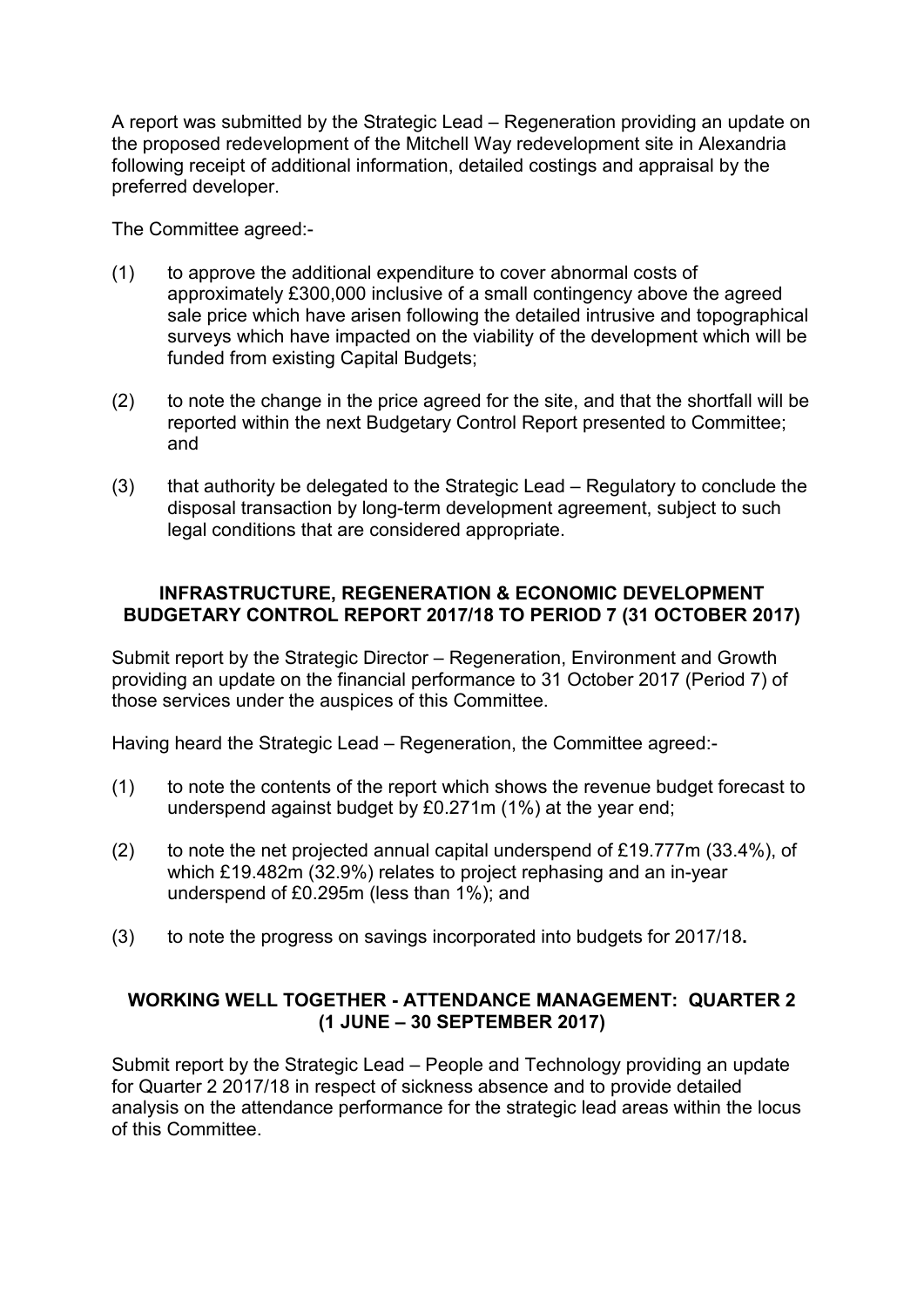A report was submitted by the Strategic Lead – Regeneration providing an update on the proposed redevelopment of the Mitchell Way redevelopment site in Alexandria following receipt of additional information, detailed costings and appraisal by the preferred developer.

The Committee agreed:-

(1) to approve the additional expenditure to cover abnormal costs of approximately £300,000 inclusive of a small contingency above the agreed sale price which have arisen following the detailed intrusive and topographical surveys which have impacted on the viability of the development which will be funded from existing Capital Budgets;

(2) to note the change in the price agreed for the site, and that the shortfall will be reported within the next Budgetary Control Report presented to Committee; and

(3) that authority be delegated to the Strategic Lead – Regulatory to conclude the disposal transaction by long-term development agreement, subject to such legal conditions that are considered appropriate.

## INFRASTRUCTURE, REGENERATION & ECONOMIC DEVELOPMENT BUDGETARY CONTROL REPORT 2017/18 TO PERIOD 7 (31 OCTOBER 2017)

Submit report by the Strategic Director – Regeneration, Environment and Growth providing an update on the financial performance to 31 October 2017 (Period 7) of those services under the auspices of this Committee.

Having heard the Strategic Lead – Regeneration, the Committee agreed:-

(1) to note the contents of the report which shows the revenue budget forecast to underspend against budget by £0.271m (1%) at the year end;

(2) to note the net projected annual capital underspend of £19.777m (33.4%), of which £19.482m (32.9%) relates to project rephasing and an in-year underspend of £0.295m (less than 1%); and

(3) to note the progress on savings incorporated into budgets for 2017/18**.**

## WORKING WELL TOGETHER - ATTENDANCE MANAGEMENT: QUARTER 2 (1 JUNE – 30 SEPTEMBER 2017)

Submit report by the Strategic Lead – People and Technology providing an update for Quarter 2 2017/18 in respect of sickness absence and to provide detailed analysis on the attendance performance for the strategic lead areas within the locus of this Committee.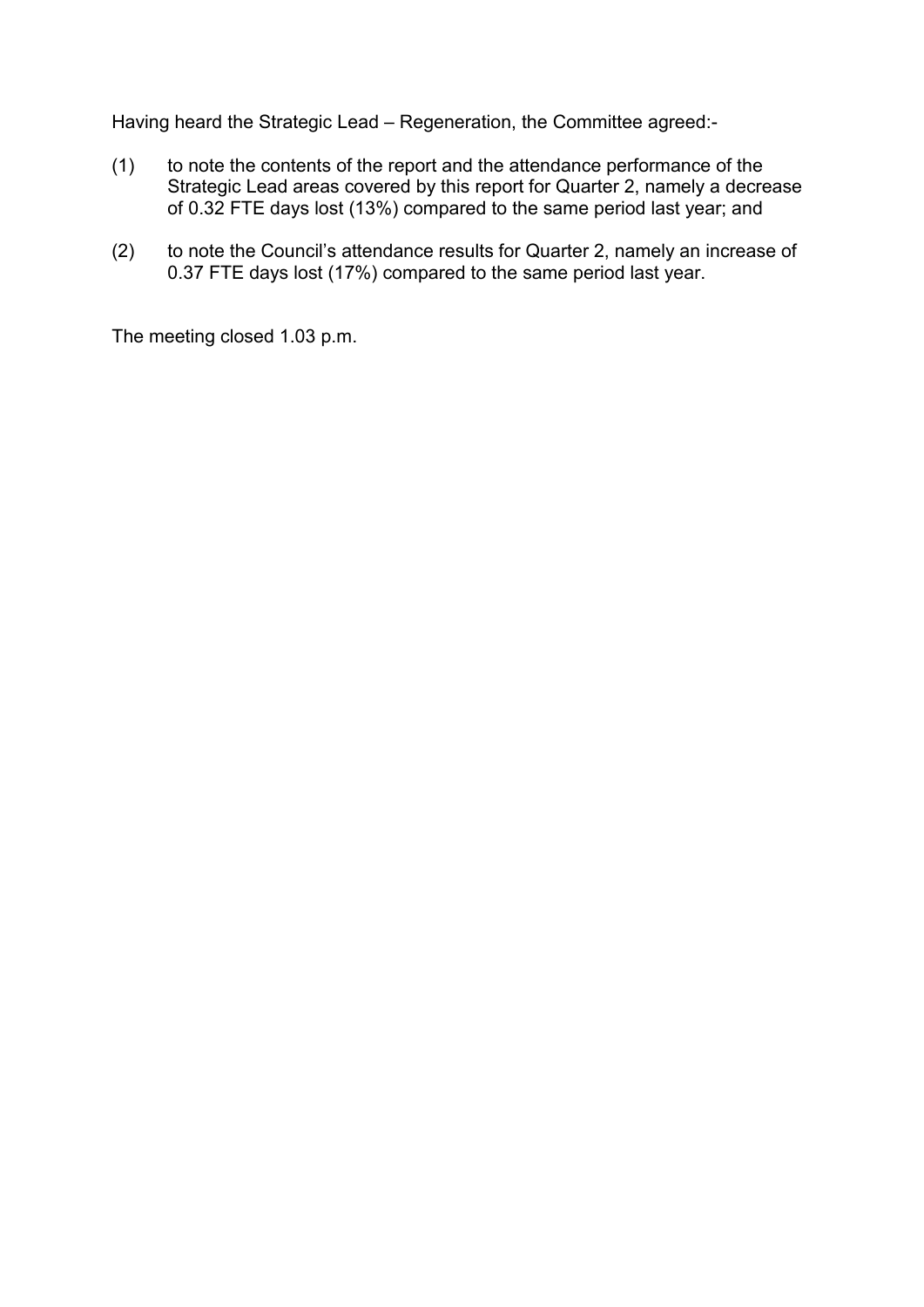Having heard the Strategic Lead – Regeneration, the Committee agreed:-

(1) to note the contents of the report and the attendance performance of the Strategic Lead areas covered by this report for Quarter 2, namely a decrease of 0.32 FTE days lost (13%) compared to the same period last year; and

(2) to note the Council's attendance results for Quarter 2, namely an increase of 0.37 FTE days lost (17%) compared to the same period last year.

The meeting closed 1.03 p.m.